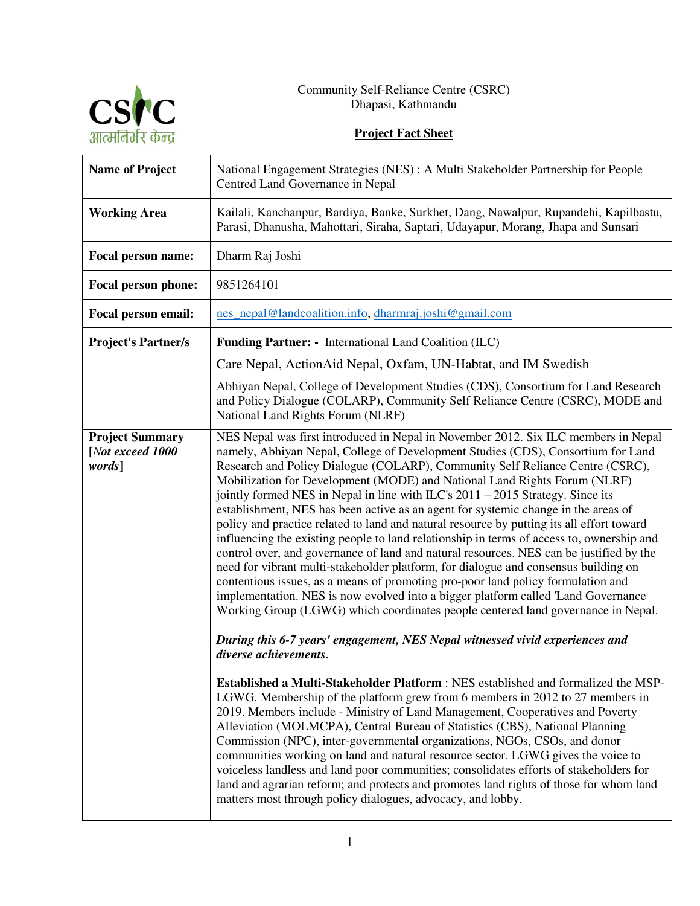Community Self-Reliance Centre (CSRC)
Dhapasi, Kathmandu

**Project Fact Sheet**

| **Name of Project** | National Engagement Strategies (NES) : A Multi Stakeholder Partnership for People Centred Land Governance in Nepal |
|---|---|
| **Working Area** | Kailali, Kanchanpur, Bardiya, Banke, Surkhet, Dang, Nawalpur, Rupandehi, Kapilbastu, Parasi, Dhanusha, Mahottari, Siraha, Saptari, Udayapur, Morang, Jhapa and Sunsari |
| **Focal person name:** | Dharm Raj Joshi |
| **Focal person phone:** | 9851264101 |
| **Focal person email:** | nes_nepal@landcoalition.info, dharmraj.joshi@gmail.com |
| **Project's Partner/s** | **Funding Partner: -** International Land Coalition (ILC)<br><br>Care Nepal, ActionAid Nepal, Oxfam, UN-Habtat, and IM Swedish<br><br>Abhiyan Nepal, College of Development Studies (CDS), Consortium for Land Research and Policy Dialogue (COLARP), Community Self Reliance Centre (CSRC), MODE and National Land Rights Forum (NLRF) |
| **Project Summary** [*Not exceed 1000 words*] | NES Nepal was first introduced in Nepal in November 2012. Six ILC members in Nepal namely, Abhiyan Nepal, College of Development Studies (CDS), Consortium for Land Research and Policy Dialogue (COLARP), Community Self Reliance Centre (CSRC), Mobilization for Development (MODE) and National Land Rights Forum (NLRF) jointly formed NES in Nepal in line with ILC's 2011 – 2015 Strategy. Since its establishment, NES has been active as an agent for systemic change in the areas of policy and practice related to land and natural resource by putting its all effort toward influencing the existing people to land relationship in terms of access to, ownership and control over, and governance of land and natural resources. NES can be justified by the need for vibrant multi-stakeholder platform, for dialogue and consensus building on contentious issues, as a means of promoting pro-poor land policy formulation and implementation. NES is now evolved into a bigger platform called 'Land Governance Working Group (LGWG) which coordinates people centered land governance in Nepal.<br><br>***During this 6-7 years' engagement, NES Nepal witnessed vivid experiences and diverse achievements.***<br><br>**Established a Multi-Stakeholder Platform** : NES established and formalized the MSP-LGWG. Membership of the platform grew from 6 members in 2012 to 27 members in 2019. Members include - Ministry of Land Management, Cooperatives and Poverty Alleviation (MOLMCPA), Central Bureau of Statistics (CBS), National Planning Commission (NPC), inter-governmental organizations, NGOs, CSOs, and donor communities working on land and natural resource sector. LGWG gives the voice to voiceless landless and land poor communities; consolidates efforts of stakeholders for land and agrarian reform; and protects and promotes land rights of those for whom land matters most through policy dialogues, advocacy, and lobby. |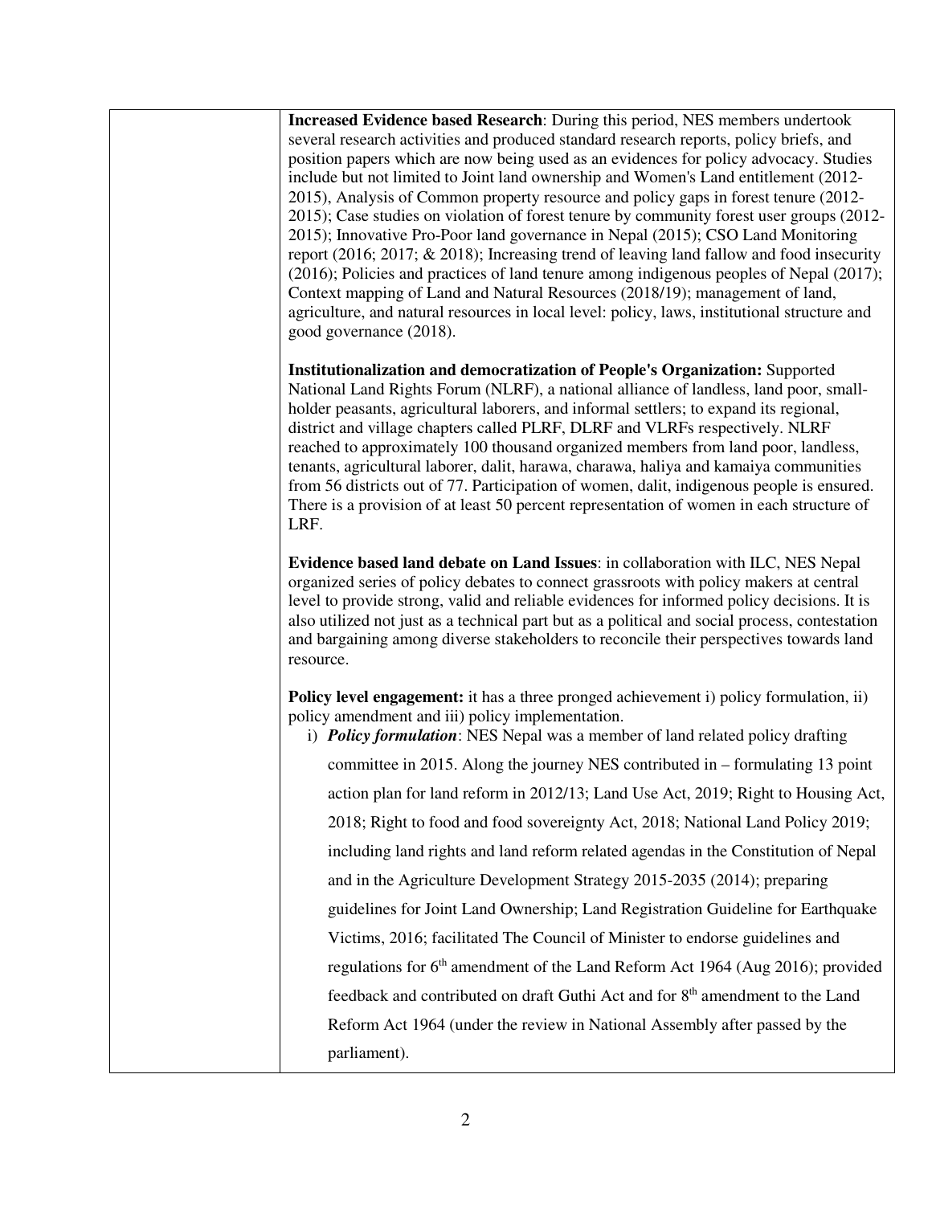| | |
|---|---|
| | **Increased Evidence based Research**: During this period, NES members undertook several research activities and produced standard research reports, policy briefs, and position papers which are now being used as an evidences for policy advocacy. Studies include but not limited to Joint land ownership and Women's Land entitlement (2012-2015), Analysis of Common property resource and policy gaps in forest tenure (2012-2015); Case studies on violation of forest tenure by community forest user groups (2012-2015); Innovative Pro-Poor land governance in Nepal (2015); CSO Land Monitoring report (2016; 2017; & 2018); Increasing trend of leaving land fallow and food insecurity (2016); Policies and practices of land tenure among indigenous peoples of Nepal (2017); Context mapping of Land and Natural Resources (2018/19); management of land, agriculture, and natural resources in local level: policy, laws, institutional structure and good governance (2018).<br><br>**Institutionalization and democratization of People's Organization:** Supported National Land Rights Forum (NLRF), a national alliance of landless, land poor, small-holder peasants, agricultural laborers, and informal settlers; to expand its regional, district and village chapters called PLRF, DLRF and VLRFs respectively. NLRF reached to approximately 100 thousand organized members from land poor, landless, tenants, agricultural laborer, dalit, harawa, charawa, haliya and kamaiya communities from 56 districts out of 77. Participation of women, dalit, indigenous people is ensured. There is a provision of at least 50 percent representation of women in each structure of LRF.<br><br>**Evidence based land debate on Land Issues**: in collaboration with ILC, NES Nepal organized series of policy debates to connect grassroots with policy makers at central level to provide strong, valid and reliable evidences for informed policy decisions. It is also utilized not just as a technical part but as a political and social process, contestation and bargaining among diverse stakeholders to reconcile their perspectives towards land resource.<br><br>**Policy level engagement:** it has a three pronged achievement i) policy formulation, ii) policy amendment and iii) policy implementation.<br>i) ***Policy formulation***: NES Nepal was a member of land related policy drafting committee in 2015. Along the journey NES contributed in – formulating 13 point action plan for land reform in 2012/13; Land Use Act, 2019; Right to Housing Act, 2018; Right to food and food sovereignty Act, 2018; National Land Policy 2019; including land rights and land reform related agendas in the Constitution of Nepal and in the Agriculture Development Strategy 2015-2035 (2014); preparing guidelines for Joint Land Ownership; Land Registration Guideline for Earthquake Victims, 2016; facilitated The Council of Minister to endorse guidelines and regulations for 6th amendment of the Land Reform Act 1964 (Aug 2016); provided feedback and contributed on draft Guthi Act and for 8th amendment to the Land Reform Act 1964 (under the review in National Assembly after passed by the parliament). |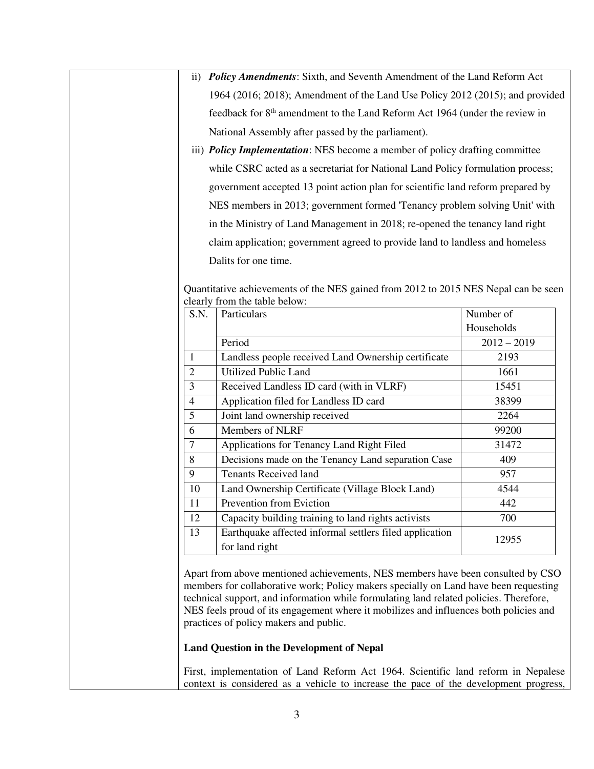ii) ***Policy Amendments***: Sixth, and Seventh Amendment of the Land Reform Act 1964 (2016; 2018); Amendment of the Land Use Policy 2012 (2015); and provided feedback for 8th amendment to the Land Reform Act 1964 (under the review in National Assembly after passed by the parliament).

iii) ***Policy Implementation***: NES become a member of policy drafting committee while CSRC acted as a secretariat for National Land Policy formulation process; government accepted 13 point action plan for scientific land reform prepared by NES members in 2013; government formed 'Tenancy problem solving Unit' with in the Ministry of Land Management in 2018; re-opened the tenancy land right claim application; government agreed to provide land to landless and homeless Dalits for one time.

Quantitative achievements of the NES gained from 2012 to 2015 NES Nepal can be seen clearly from the table below:

| S.N. | Particulars | Number of Households |
|---|---|---|
| | Period | 2012 – 2019 |
| 1 | Landless people received Land Ownership certificate | 2193 |
| 2 | Utilized Public Land | 1661 |
| 3 | Received Landless ID card (with in VLRF) | 15451 |
| 4 | Application filed for Landless ID card | 38399 |
| 5 | Joint land ownership received | 2264 |
| 6 | Members of NLRF | 99200 |
| 7 | Applications for Tenancy Land Right Filed | 31472 |
| 8 | Decisions made on the Tenancy Land separation Case | 409 |
| 9 | Tenants Received land | 957 |
| 10 | Land Ownership Certificate (Village Block Land) | 4544 |
| 11 | Prevention from Eviction | 442 |
| 12 | Capacity building training to land rights activists | 700 |
| 13 | Earthquake affected informal settlers filed application for land right | 12955 |

Apart from above mentioned achievements, NES members have been consulted by CSO members for collaborative work; Policy makers specially on Land have been requesting technical support, and information while formulating land related policies. Therefore, NES feels proud of its engagement where it mobilizes and influences both policies and practices of policy makers and public.

**Land Question in the Development of Nepal**

First, implementation of Land Reform Act 1964. Scientific land reform in Nepalese context is considered as a vehicle to increase the pace of the development progress,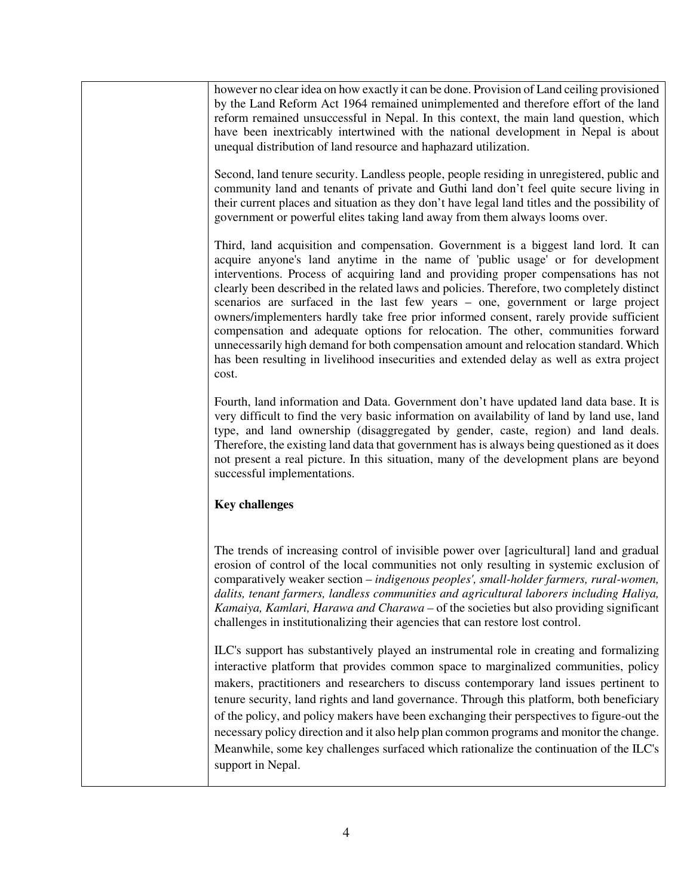however no clear idea on how exactly it can be done. Provision of Land ceiling provisioned by the Land Reform Act 1964 remained unimplemented and therefore effort of the land reform remained unsuccessful in Nepal. In this context, the main land question, which have been inextricably intertwined with the national development in Nepal is about unequal distribution of land resource and haphazard utilization.

Second, land tenure security. Landless people, people residing in unregistered, public and community land and tenants of private and Guthi land don't feel quite secure living in their current places and situation as they don't have legal land titles and the possibility of government or powerful elites taking land away from them always looms over.

Third, land acquisition and compensation. Government is a biggest land lord. It can acquire anyone's land anytime in the name of 'public usage' or for development interventions. Process of acquiring land and providing proper compensations has not clearly been described in the related laws and policies. Therefore, two completely distinct scenarios are surfaced in the last few years – one, government or large project owners/implementers hardly take free prior informed consent, rarely provide sufficient compensation and adequate options for relocation. The other, communities forward unnecessarily high demand for both compensation amount and relocation standard. Which has been resulting in livelihood insecurities and extended delay as well as extra project cost.

Fourth, land information and Data. Government don't have updated land data base. It is very difficult to find the very basic information on availability of land by land use, land type, and land ownership (disaggregated by gender, caste, region) and land deals. Therefore, the existing land data that government has is always being questioned as it does not present a real picture. In this situation, many of the development plans are beyond successful implementations.

**Key challenges**

The trends of increasing control of invisible power over [agricultural] land and gradual erosion of control of the local communities not only resulting in systemic exclusion of comparatively weaker section – *indigenous peoples', small-holder farmers, rural-women, dalits, tenant farmers, landless communities and agricultural laborers including Haliya, Kamaiya, Kamlari, Harawa and Charawa* – of the societies but also providing significant challenges in institutionalizing their agencies that can restore lost control.

ILC's support has substantively played an instrumental role in creating and formalizing interactive platform that provides common space to marginalized communities, policy makers, practitioners and researchers to discuss contemporary land issues pertinent to tenure security, land rights and land governance. Through this platform, both beneficiary of the policy, and policy makers have been exchanging their perspectives to figure-out the necessary policy direction and it also help plan common programs and monitor the change. Meanwhile, some key challenges surfaced which rationalize the continuation of the ILC's support in Nepal.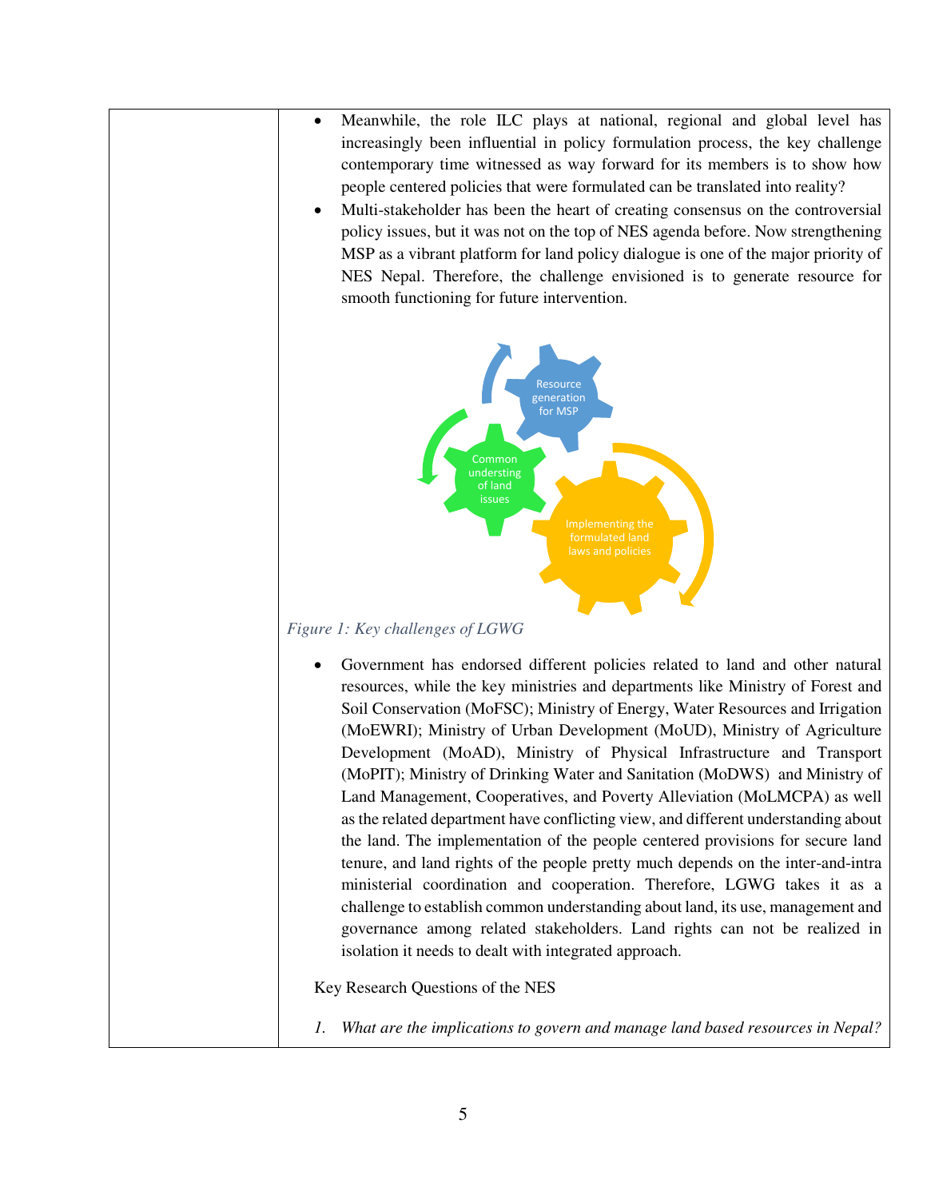- Meanwhile, the role ILC plays at national, regional and global level has increasingly been influential in policy formulation process, the key challenge contemporary time witnessed as way forward for its members is to show how people centered policies that were formulated can be translated into reality?
- Multi-stakeholder has been the heart of creating consensus on the controversial policy issues, but it was not on the top of NES agenda before. Now strengthening MSP as a vibrant platform for land policy dialogue is one of the major priority of NES Nepal. Therefore, the challenge envisioned is to generate resource for smooth functioning for future intervention.

*Figure 1: Key challenges of LGWG*

- Government has endorsed different policies related to land and other natural resources, while the key ministries and departments like Ministry of Forest and Soil Conservation (MoFSC); Ministry of Energy, Water Resources and Irrigation (MoEWRI); Ministry of Urban Development (MoUD), Ministry of Agriculture Development (MoAD), Ministry of Physical Infrastructure and Transport (MoPIT); Ministry of Drinking Water and Sanitation (MoDWS) and Ministry of Land Management, Cooperatives, and Poverty Alleviation (MoLMCPA) as well as the related department have conflicting view, and different understanding about the land. The implementation of the people centered provisions for secure land tenure, and land rights of the people pretty much depends on the inter-and-intra ministerial coordination and cooperation. Therefore, LGWG takes it as a challenge to establish common understanding about land, its use, management and governance among related stakeholders. Land rights can not be realized in isolation it needs to dealt with integrated approach.

Key Research Questions of the NES

1. *What are the implications to govern and manage land based resources in Nepal?*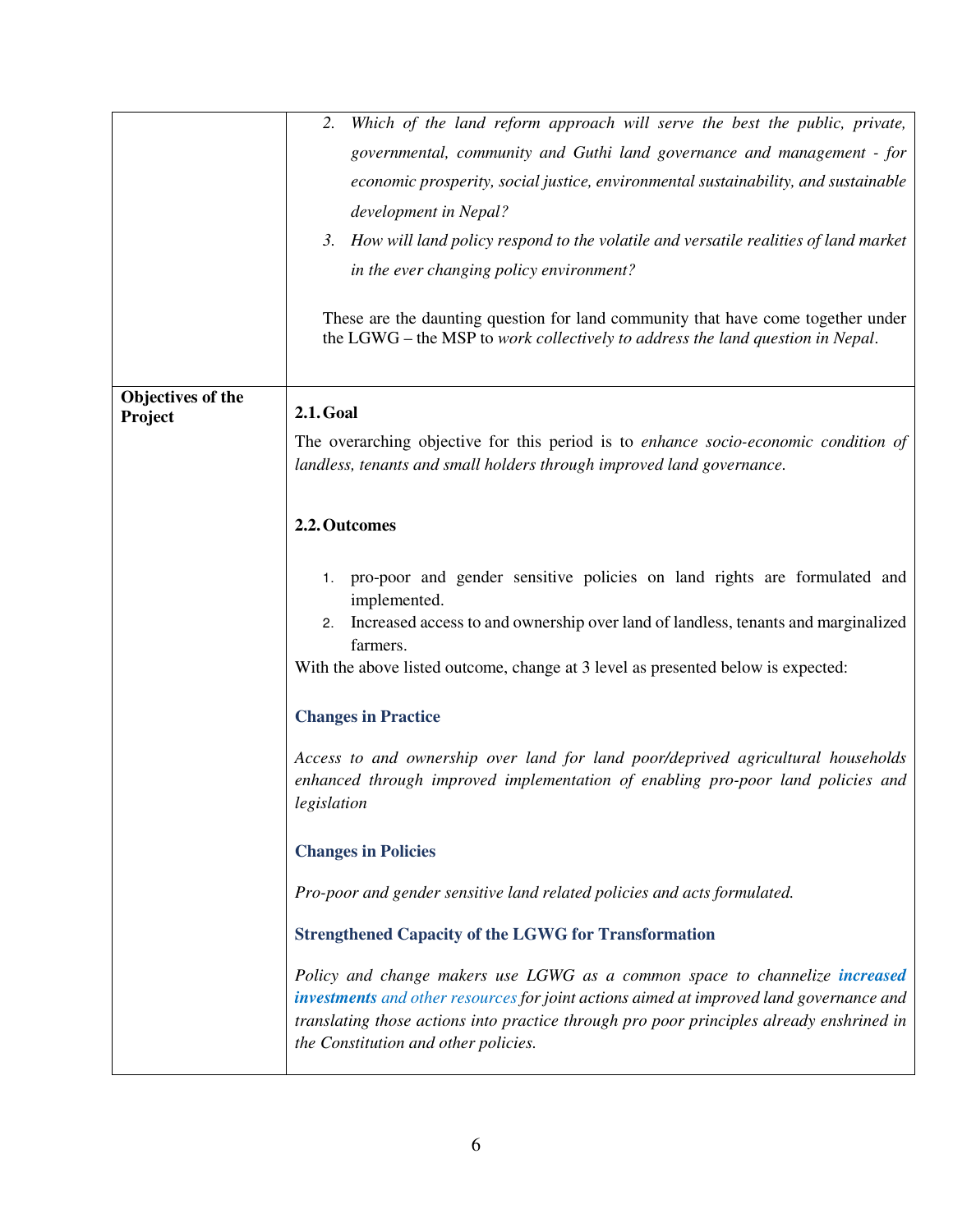| | |
|---|---|
| | 2. *Which of the land reform approach will serve the best the public, private, governmental, community and Guthi land governance and management - for economic prosperity, social justice, environmental sustainability, and sustainable development in Nepal?*<br>3. *How will land policy respond to the volatile and versatile realities of land market in the ever changing policy environment?*<br><br>These are the daunting question for land community that have come together under the LGWG – the MSP to *work collectively to address the land question in Nepal*. |
| **Objectives of the Project** | **2.1. Goal**<br><br>The overarching objective for this period is to *enhance socio-economic condition of landless, tenants and small holders through improved land governance.*<br><br>**2.2. Outcomes**<br><br>1. pro-poor and gender sensitive policies on land rights are formulated and implemented.<br>2. Increased access to and ownership over land of landless, tenants and marginalized farmers.<br><br>With the above listed outcome, change at 3 level as presented below is expected:<br><br>**Changes in Practice**<br><br>*Access to and ownership over land for land poor/deprived agricultural households enhanced through improved implementation of enabling pro-poor land policies and legislation*<br><br>**Changes in Policies**<br><br>*Pro-poor and gender sensitive land related policies and acts formulated.*<br><br>**Strengthened Capacity of the LGWG for Transformation**<br><br>*Policy and change makers use LGWG as a common space to channelize* ***increased investments*** *and other resources for joint actions aimed at improved land governance and translating those actions into practice through pro poor principles already enshrined in the Constitution and other policies.* |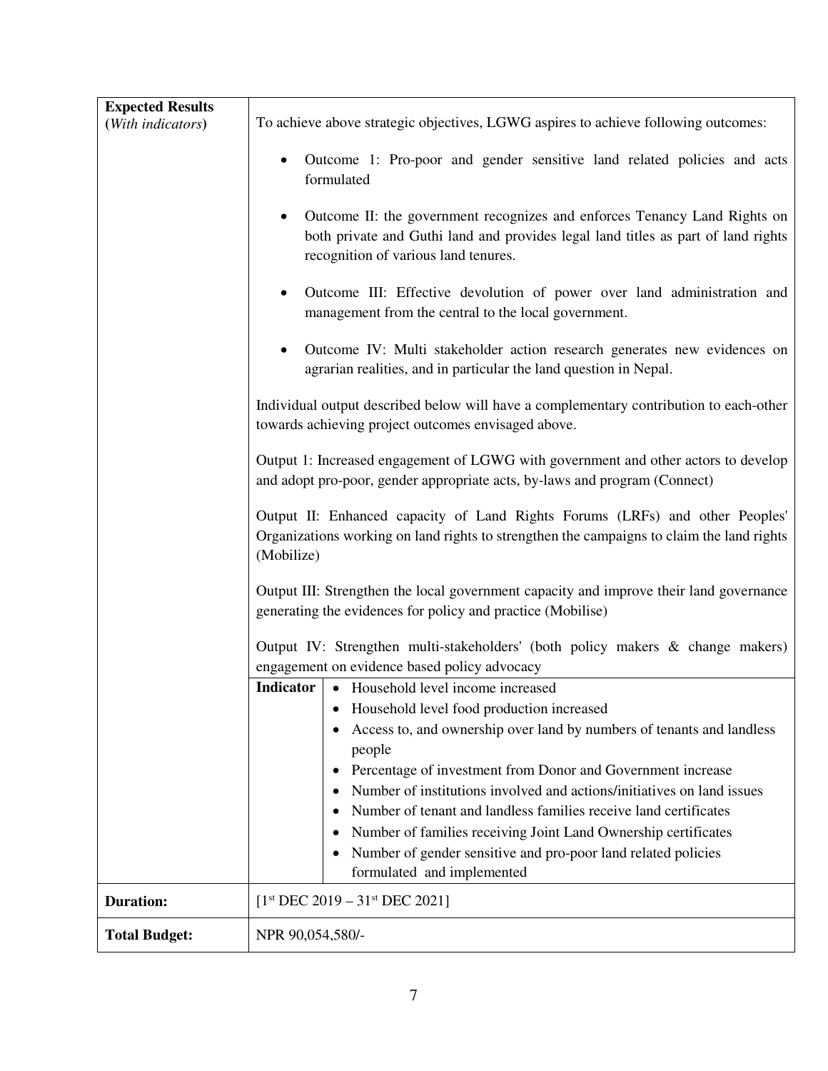| | | |
|---|---|---|
| **Expected Results** (*With indicators*) | To achieve above strategic objectives, LGWG aspires to achieve following outcomes:<br><br>• Outcome 1: Pro-poor and gender sensitive land related policies and acts formulated<br><br>• Outcome II: the government recognizes and enforces Tenancy Land Rights on both private and Guthi land and provides legal land titles as part of land rights recognition of various land tenures.<br><br>• Outcome III: Effective devolution of power over land administration and management from the central to the local government.<br><br>• Outcome IV: Multi stakeholder action research generates new evidences on agrarian realities, and in particular the land question in Nepal.<br><br>Individual output described below will have a complementary contribution to each-other towards achieving project outcomes envisaged above.<br><br>Output 1: Increased engagement of LGWG with government and other actors to develop and adopt pro-poor, gender appropriate acts, by-laws and program (Connect)<br><br>Output II: Enhanced capacity of Land Rights Forums (LRFs) and other Peoples' Organizations working on land rights to strengthen the campaigns to claim the land rights (Mobilize)<br><br>Output III: Strengthen the local government capacity and improve their land governance generating the evidences for policy and practice (Mobilise)<br><br>Output IV: Strengthen multi-stakeholders' (both policy makers & change makers) engagement on evidence based policy advocacy | |
| | **Indicator** | • Household level income increased<br>• Household level food production increased<br>• Access to, and ownership over land by numbers of tenants and landless people<br>• Percentage of investment from Donor and Government increase<br>• Number of institutions involved and actions/initiatives on land issues<br>• Number of tenant and landless families receive land certificates<br>• Number of families receiving Joint Land Ownership certificates<br>• Number of gender sensitive and pro-poor land related policies formulated and implemented |
| **Duration:** | [1st DEC 2019 – 31st DEC 2021] | |
| **Total Budget:** | NPR 90,054,580/- | |